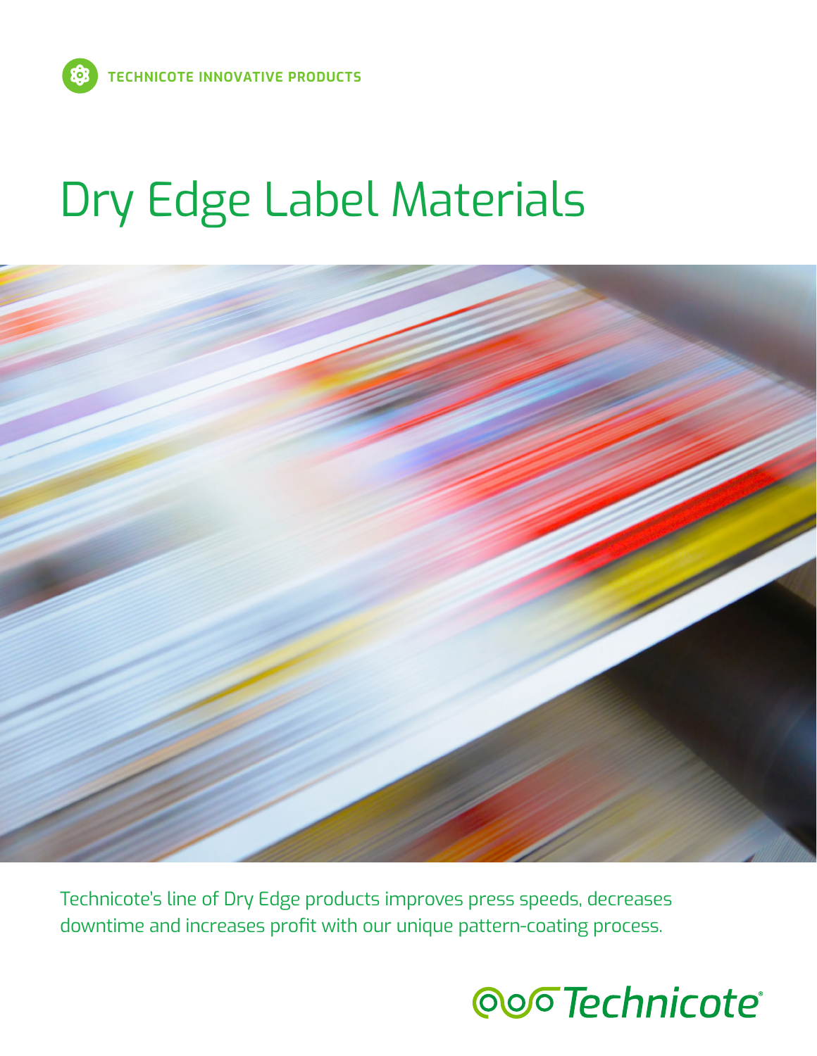TECHNICOTE INNOVATIVE PRODUCTS

# Dry Edge Label Materials

Technicote's line of Dry Edge products improves press speeds, decreases downtime and increases profit with our unique pattern-coating process.

Technicote®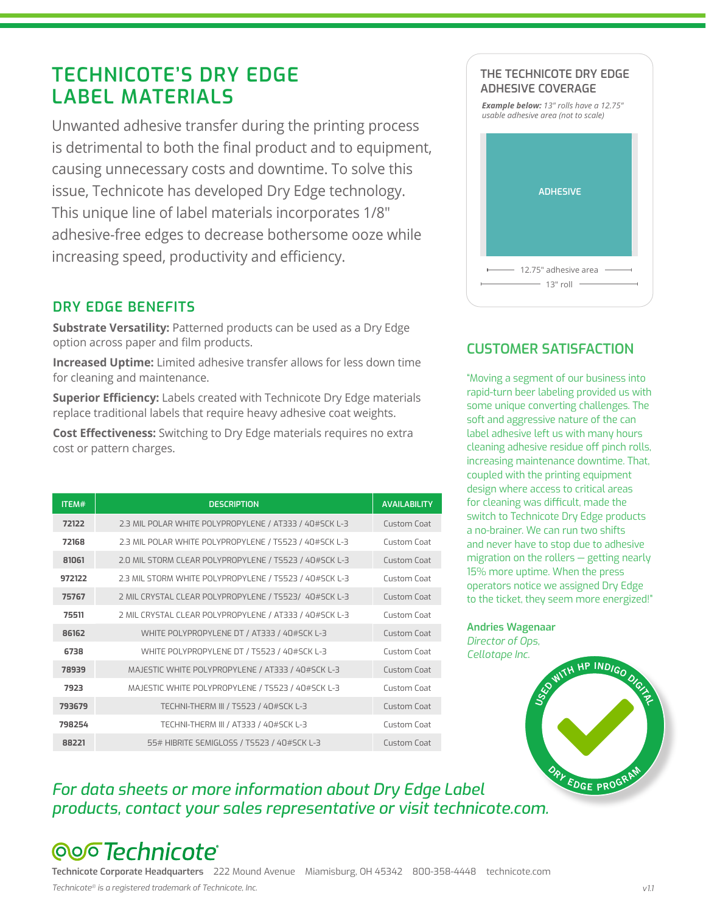# TECHNICOTE'S DRY EDGE LABEL MATERIALS

Unwanted adhesive transfer during the printing process is detrimental to both the final product and to equipment, causing unnecessary costs and downtime. To solve this issue, Technicote has developed Dry Edge technology. This unique line of label materials incorporates 1/8" adhesive-free edges to decrease bothersome ooze while increasing speed, productivity and efficiency.

## DRY EDGE BENEFITS

**Substrate Versatility:** Patterned products can be used as a Dry Edge option across paper and film products.

**Increased Uptime:** Limited adhesive transfer allows for less down time for cleaning and maintenance.

**Superior Efficiency:** Labels created with Technicote Dry Edge materials replace traditional labels that require heavy adhesive coat weights.

**Cost Effectiveness:** Switching to Dry Edge materials requires no extra cost or pattern charges.

| ITEM# | DESCRIPTION | AVAILABILITY |
|---|---|---|
| 72122 | 2.3 MIL POLAR WHITE POLYPROPYLENE / AT333 / 40#SCK L-3 | Custom Coat |
| 72168 | 2.3 MIL POLAR WHITE POLYPROPYLENE / TS523 / 40#SCK L-3 | Custom Coat |
| 81061 | 2.0 MIL STORM CLEAR POLYPROPYLENE / TS523 / 40#SCK L-3 | Custom Coat |
| 972122 | 2.3 MIL STORM WHITE POLYPROPYLENE / TS523 / 40#SCK L-3 | Custom Coat |
| 75767 | 2 MIL CRYSTAL CLEAR POLYPROPYLENE / TS523/ 40#SCK L-3 | Custom Coat |
| 75511 | 2 MIL CRYSTAL CLEAR POLYPROPYLENE / AT333 / 40#SCK L-3 | Custom Coat |
| 86162 | WHITE POLYPROPYLENE DT / AT333 / 40#SCK L-3 | Custom Coat |
| 6738 | WHITE POLYPROPYLENE DT / TS523 / 40#SCK L-3 | Custom Coat |
| 78939 | MAJESTIC WHITE POLYPROPYLENE / AT333 / 40#SCK L-3 | Custom Coat |
| 7923 | MAJESTIC WHITE POLYPROPYLENE / TS523 / 40#SCK L-3 | Custom Coat |
| 793679 | TECHNI-THERM III / TS523 / 40#SCK L-3 | Custom Coat |
| 798254 | TECHNI-THERM III / AT333 / 40#SCK L-3 | Custom Coat |
| 88221 | 55# HIBRITE SEMIGLOSS / TS523 / 40#SCK L-3 | Custom Coat |

## THE TECHNICOTE DRY EDGE ADHESIVE COVERAGE

***Example below:*** *13" rolls have a 12.75" usable adhesive area (not to scale)*

ADHESIVE

12.75" adhesive area

13" roll

## CUSTOMER SATISFACTION

"Moving a segment of our business into rapid-turn beer labeling provided us with some unique converting challenges. The soft and aggressive nature of the can label adhesive left us with many hours cleaning adhesive residue off pinch rolls, increasing maintenance downtime. That, coupled with the printing equipment design where access to critical areas for cleaning was difficult, made the switch to Technicote Dry Edge products a no-brainer. We can run two shifts and never have to stop due to adhesive migration on the rollers — getting nearly 15% more uptime. When the press operators notice we assigned Dry Edge to the ticket, they seem more energized!"

**Andries Wagenaar**
*Director of Ops,*
*Cellotape Inc.*

USED WITH HP INDIGO DIGITAL
DRY EDGE PROGRAM

*For data sheets or more information about Dry Edge Label products, contact your sales representative or visit technicote.com.*

Technicote®

**Technicote Corporate Headquarters** 222 Mound Avenue Miamisburg, OH 45342 800-358-4448 technicote.com

*Technicote® is a registered trademark of Technicote, Inc.*

*v1.1*